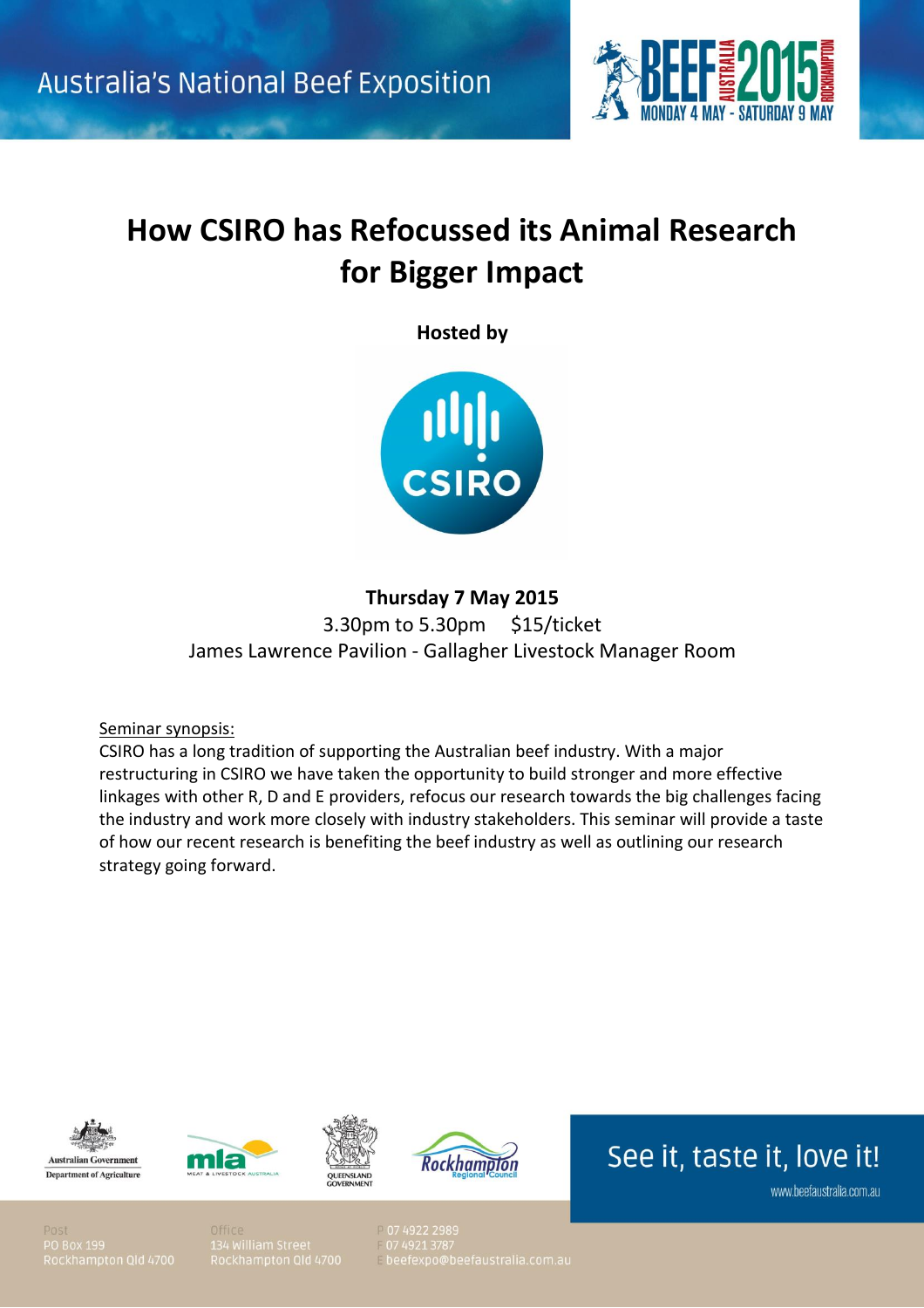Australia's National Beef Exposition

BEEF AUSTRALIA 2015 ROCKHAMPTON
MONDAY 4 MAY - SATURDAY 9 MAY

# How CSIRO has Refocussed its Animal Research for Bigger Impact

**Hosted by**

CSIRO

**Thursday 7 May 2015**

3.30pm to 5.30pm $15/ticket

James Lawrence Pavilion - Gallagher Livestock Manager Room

Seminar synopsis:

CSIRO has a long tradition of supporting the Australian beef industry. With a major restructuring in CSIRO we have taken the opportunity to build stronger and more effective linkages with other R, D and E providers, refocus our research towards the big challenges facing the industry and work more closely with industry stakeholders. This seminar will provide a taste of how our recent research is benefiting the beef industry as well as outlining our research strategy going forward.

Australian Government Department of Agriculture | mla MEAT & LIVESTOCK AUSTRALIA | QUEENSLAND GOVERNMENT | Rockhampton Regional Council

See it, taste it, love it!

www.beefaustralia.com.au

Post
PO Box 199
Rockhampton Qld 4700

Office
134 William Street
Rockhampton Qld 4700

P 07 4922 2989
F 07 4921 3787
E beefexpo@beefaustralia.com.au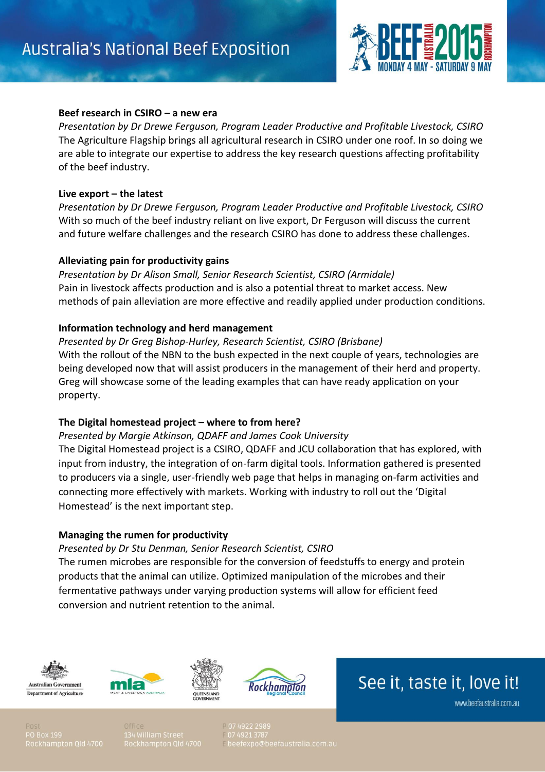### Beef research in CSIRO – a new era

*Presentation by Dr Drewe Ferguson, Program Leader Productive and Profitable Livestock, CSIRO*

The Agriculture Flagship brings all agricultural research in CSIRO under one roof. In so doing we are able to integrate our expertise to address the key research questions affecting profitability of the beef industry.

### Live export – the latest

*Presentation by Dr Drewe Ferguson, Program Leader Productive and Profitable Livestock, CSIRO*

With so much of the beef industry reliant on live export, Dr Ferguson will discuss the current and future welfare challenges and the research CSIRO has done to address these challenges.

### Alleviating pain for productivity gains

*Presentation by Dr Alison Small, Senior Research Scientist, CSIRO (Armidale)*

Pain in livestock affects production and is also a potential threat to market access. New methods of pain alleviation are more effective and readily applied under production conditions.

### Information technology and herd management

*Presented by Dr Greg Bishop-Hurley, Research Scientist, CSIRO (Brisbane)*

With the rollout of the NBN to the bush expected in the next couple of years, technologies are being developed now that will assist producers in the management of their herd and property. Greg will showcase some of the leading examples that can have ready application on your property.

### The Digital homestead project – where to from here?

*Presented by Margie Atkinson, QDAFF and James Cook University*

The Digital Homestead project is a CSIRO, QDAFF and JCU collaboration that has explored, with input from industry, the integration of on-farm digital tools. Information gathered is presented to producers via a single, user-friendly web page that helps in managing on-farm activities and connecting more effectively with markets. Working with industry to roll out the 'Digital Homestead' is the next important step.

### Managing the rumen for productivity

*Presented by Dr Stu Denman, Senior Research Scientist, CSIRO*

The rumen microbes are responsible for the conversion of feedstuffs to energy and protein products that the animal can utilize. Optimized manipulation of the microbes and their fermentative pathways under varying production systems will allow for efficient feed conversion and nutrient retention to the animal.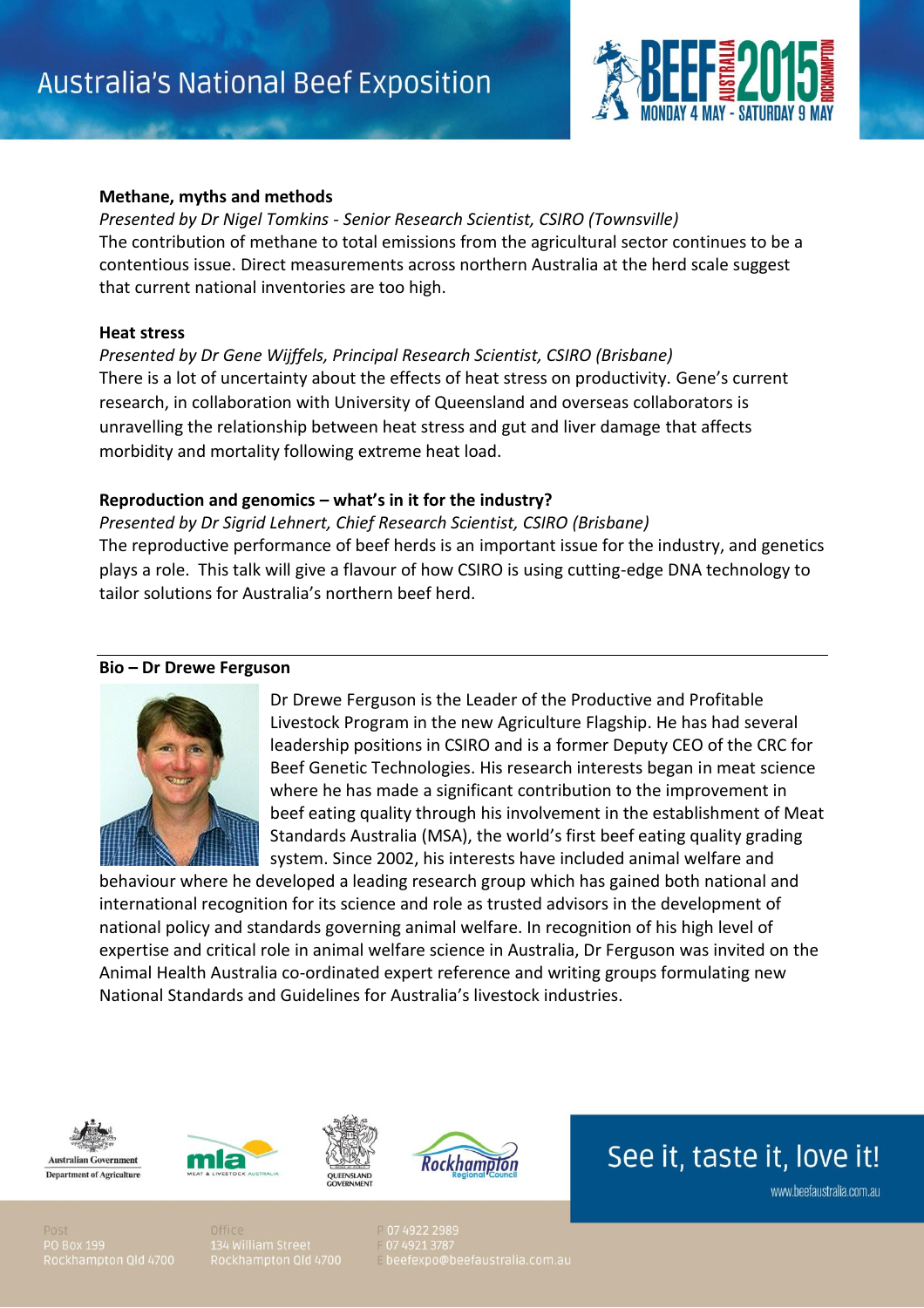**Methane, myths and methods**

*Presented by Dr Nigel Tomkins - Senior Research Scientist, CSIRO (Townsville)*

The contribution of methane to total emissions from the agricultural sector continues to be a contentious issue. Direct measurements across northern Australia at the herd scale suggest that current national inventories are too high.

**Heat stress**

*Presented by Dr Gene Wijffels, Principal Research Scientist, CSIRO (Brisbane)*

There is a lot of uncertainty about the effects of heat stress on productivity. Gene's current research, in collaboration with University of Queensland and overseas collaborators is unravelling the relationship between heat stress and gut and liver damage that affects morbidity and mortality following extreme heat load.

**Reproduction and genomics – what's in it for the industry?**

*Presented by Dr Sigrid Lehnert, Chief Research Scientist, CSIRO (Brisbane)*

The reproductive performance of beef herds is an important issue for the industry, and genetics plays a role. This talk will give a flavour of how CSIRO is using cutting-edge DNA technology to tailor solutions for Australia's northern beef herd.

---

**Bio – Dr Drewe Ferguson**

Dr Drewe Ferguson is the Leader of the Productive and Profitable Livestock Program in the new Agriculture Flagship. He has had several leadership positions in CSIRO and is a former Deputy CEO of the CRC for Beef Genetic Technologies. His research interests began in meat science where he has made a significant contribution to the improvement in beef eating quality through his involvement in the establishment of Meat Standards Australia (MSA), the world's first beef eating quality grading system. Since 2002, his interests have included animal welfare and behaviour where he developed a leading research group which has gained both national and international recognition for its science and role as trusted advisors in the development of national policy and standards governing animal welfare. In recognition of his high level of expertise and critical role in animal welfare science in Australia, Dr Ferguson was invited on the Animal Health Australia co-ordinated expert reference and writing groups formulating new National Standards and Guidelines for Australia's livestock industries.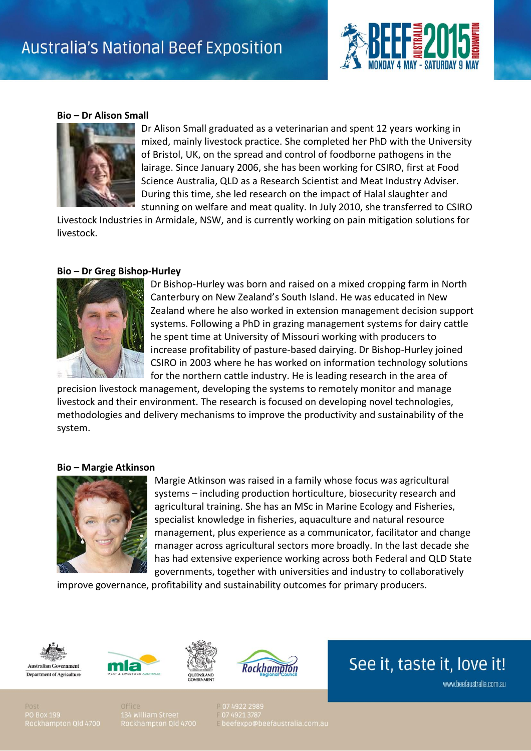## Bio – Dr Alison Small

Dr Alison Small graduated as a veterinarian and spent 12 years working in mixed, mainly livestock practice. She completed her PhD with the University of Bristol, UK, on the spread and control of foodborne pathogens in the lairage. Since January 2006, she has been working for CSIRO, first at Food Science Australia, QLD as a Research Scientist and Meat Industry Adviser. During this time, she led research on the impact of Halal slaughter and stunning on welfare and meat quality. In July 2010, she transferred to CSIRO Livestock Industries in Armidale, NSW, and is currently working on pain mitigation solutions for livestock.

## Bio – Dr Greg Bishop-Hurley

Dr Bishop-Hurley was born and raised on a mixed cropping farm in North Canterbury on New Zealand's South Island. He was educated in New Zealand where he also worked in extension management decision support systems. Following a PhD in grazing management systems for dairy cattle he spent time at University of Missouri working with producers to increase profitability of pasture-based dairying. Dr Bishop-Hurley joined CSIRO in 2003 where he has worked on information technology solutions for the northern cattle industry. He is leading research in the area of precision livestock management, developing the systems to remotely monitor and manage livestock and their environment. The research is focused on developing novel technologies, methodologies and delivery mechanisms to improve the productivity and sustainability of the system.

## Bio – Margie Atkinson

Margie Atkinson was raised in a family whose focus was agricultural systems – including production horticulture, biosecurity research and agricultural training. She has an MSc in Marine Ecology and Fisheries, specialist knowledge in fisheries, aquaculture and natural resource management, plus experience as a communicator, facilitator and change manager across agricultural sectors more broadly. In the last decade she has had extensive experience working across both Federal and QLD State governments, together with universities and industry to collaboratively improve governance, profitability and sustainability outcomes for primary producers.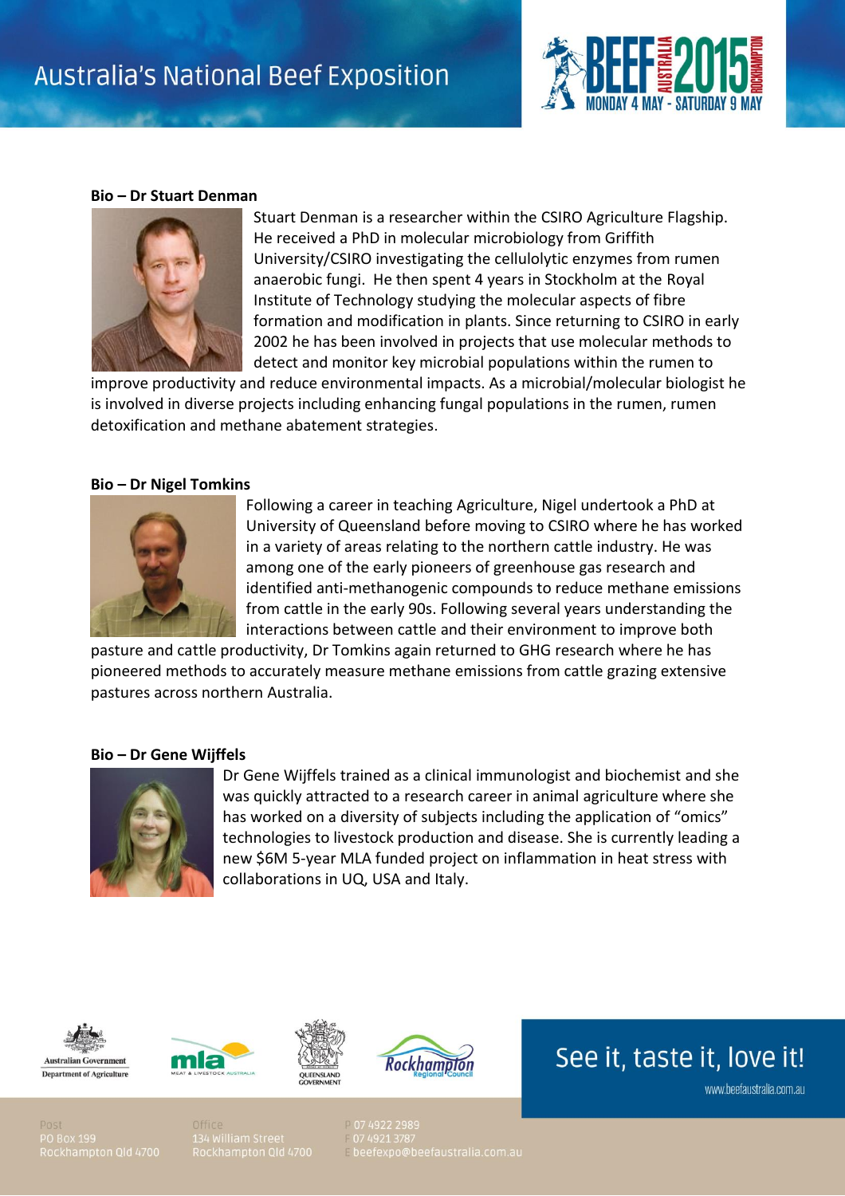## Bio – Dr Stuart Denman

Stuart Denman is a researcher within the CSIRO Agriculture Flagship. He received a PhD in molecular microbiology from Griffith University/CSIRO investigating the cellulolytic enzymes from rumen anaerobic fungi. He then spent 4 years in Stockholm at the Royal Institute of Technology studying the molecular aspects of fibre formation and modification in plants. Since returning to CSIRO in early 2002 he has been involved in projects that use molecular methods to detect and monitor key microbial populations within the rumen to improve productivity and reduce environmental impacts. As a microbial/molecular biologist he is involved in diverse projects including enhancing fungal populations in the rumen, rumen detoxification and methane abatement strategies.

## Bio – Dr Nigel Tomkins

Following a career in teaching Agriculture, Nigel undertook a PhD at University of Queensland before moving to CSIRO where he has worked in a variety of areas relating to the northern cattle industry. He was among one of the early pioneers of greenhouse gas research and identified anti-methanogenic compounds to reduce methane emissions from cattle in the early 90s. Following several years understanding the interactions between cattle and their environment to improve both pasture and cattle productivity, Dr Tomkins again returned to GHG research where he has pioneered methods to accurately measure methane emissions from cattle grazing extensive pastures across northern Australia.

## Bio – Dr Gene Wijffels

Dr Gene Wijffels trained as a clinical immunologist and biochemist and she was quickly attracted to a research career in animal agriculture where she has worked on a diversity of subjects including the application of "omics" technologies to livestock production and disease. She is currently leading a new $6M 5-year MLA funded project on inflammation in heat stress with collaborations in UQ, USA and Italy.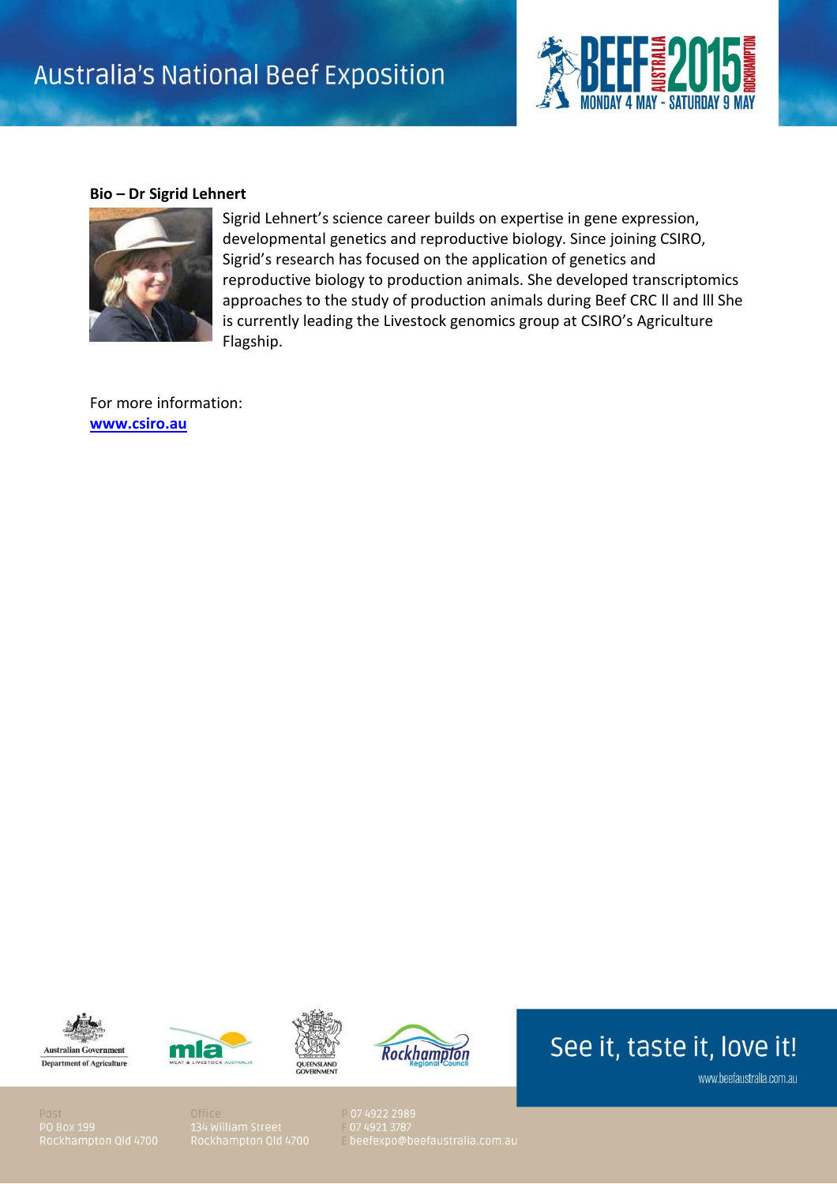**Bio – Dr Sigrid Lehnert**

Sigrid Lehnert's science career builds on expertise in gene expression, developmental genetics and reproductive biology. Since joining CSIRO, Sigrid's research has focused on the application of genetics and reproductive biology to production animals. She developed transcriptomics approaches to the study of production animals during Beef CRC ll and lll She is currently leading the Livestock genomics group at CSIRO's Agriculture Flagship.

For more information:
**www.csiro.au**